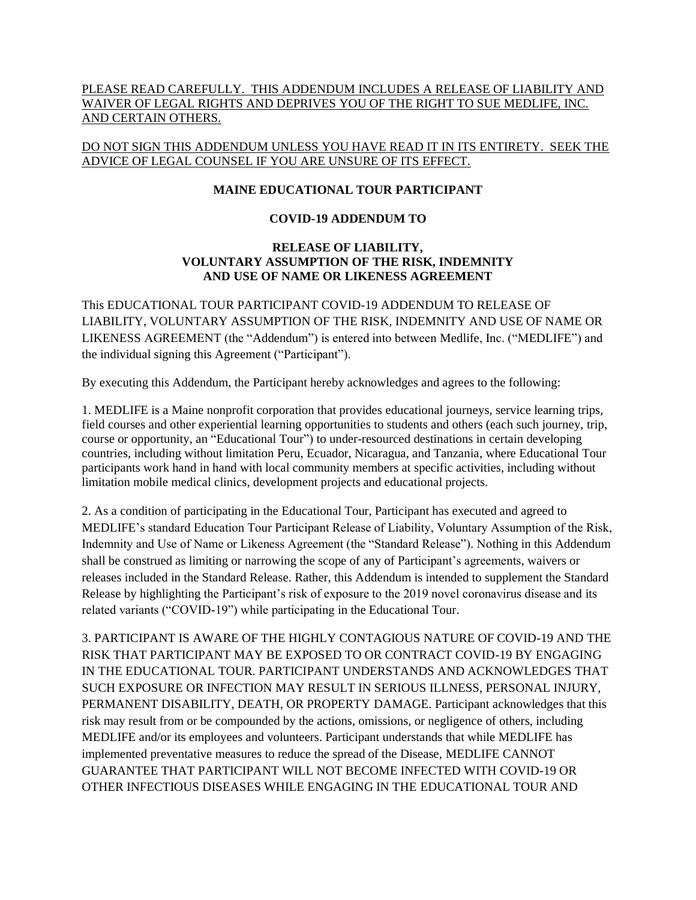<u>PLEASE READ CAREFULLY. THIS ADDENDUM INCLUDES A RELEASE OF LIABILITY AND WAIVER OF LEGAL RIGHTS AND DEPRIVES YOU OF THE RIGHT TO SUE MEDLIFE, INC. AND CERTAIN OTHERS.</u>

<u>DO NOT SIGN THIS ADDENDUM UNLESS YOU HAVE READ IT IN ITS ENTIRETY. SEEK THE ADVICE OF LEGAL COUNSEL IF YOU ARE UNSURE OF ITS EFFECT.</u>

**MAINE EDUCATIONAL TOUR PARTICIPANT**

**COVID-19 ADDENDUM TO**

**RELEASE OF LIABILITY, VOLUNTARY ASSUMPTION OF THE RISK, INDEMNITY AND USE OF NAME OR LIKENESS AGREEMENT**

This EDUCATIONAL TOUR PARTICIPANT COVID-19 ADDENDUM TO RELEASE OF LIABILITY, VOLUNTARY ASSUMPTION OF THE RISK, INDEMNITY AND USE OF NAME OR LIKENESS AGREEMENT (the "Addendum") is entered into between Medlife, Inc. ("MEDLIFE") and the individual signing this Agreement ("Participant").

By executing this Addendum, the Participant hereby acknowledges and agrees to the following:

1. MEDLIFE is a Maine nonprofit corporation that provides educational journeys, service learning trips, field courses and other experiential learning opportunities to students and others (each such journey, trip, course or opportunity, an "Educational Tour") to under-resourced destinations in certain developing countries, including without limitation Peru, Ecuador, Nicaragua, and Tanzania, where Educational Tour participants work hand in hand with local community members at specific activities, including without limitation mobile medical clinics, development projects and educational projects.

2. As a condition of participating in the Educational Tour, Participant has executed and agreed to MEDLIFE's standard Education Tour Participant Release of Liability, Voluntary Assumption of the Risk, Indemnity and Use of Name or Likeness Agreement (the "Standard Release"). Nothing in this Addendum shall be construed as limiting or narrowing the scope of any of Participant's agreements, waivers or releases included in the Standard Release. Rather, this Addendum is intended to supplement the Standard Release by highlighting the Participant's risk of exposure to the 2019 novel coronavirus disease and its related variants ("COVID-19") while participating in the Educational Tour.

3. PARTICIPANT IS AWARE OF THE HIGHLY CONTAGIOUS NATURE OF COVID-19 AND THE RISK THAT PARTICIPANT MAY BE EXPOSED TO OR CONTRACT COVID-19 BY ENGAGING IN THE EDUCATIONAL TOUR. PARTICIPANT UNDERSTANDS AND ACKNOWLEDGES THAT SUCH EXPOSURE OR INFECTION MAY RESULT IN SERIOUS ILLNESS, PERSONAL INJURY, PERMANENT DISABILITY, DEATH, OR PROPERTY DAMAGE. Participant acknowledges that this risk may result from or be compounded by the actions, omissions, or negligence of others, including MEDLIFE and/or its employees and volunteers. Participant understands that while MEDLIFE has implemented preventative measures to reduce the spread of the Disease, MEDLIFE CANNOT GUARANTEE THAT PARTICIPANT WILL NOT BECOME INFECTED WITH COVID-19 OR OTHER INFECTIOUS DISEASES WHILE ENGAGING IN THE EDUCATIONAL TOUR AND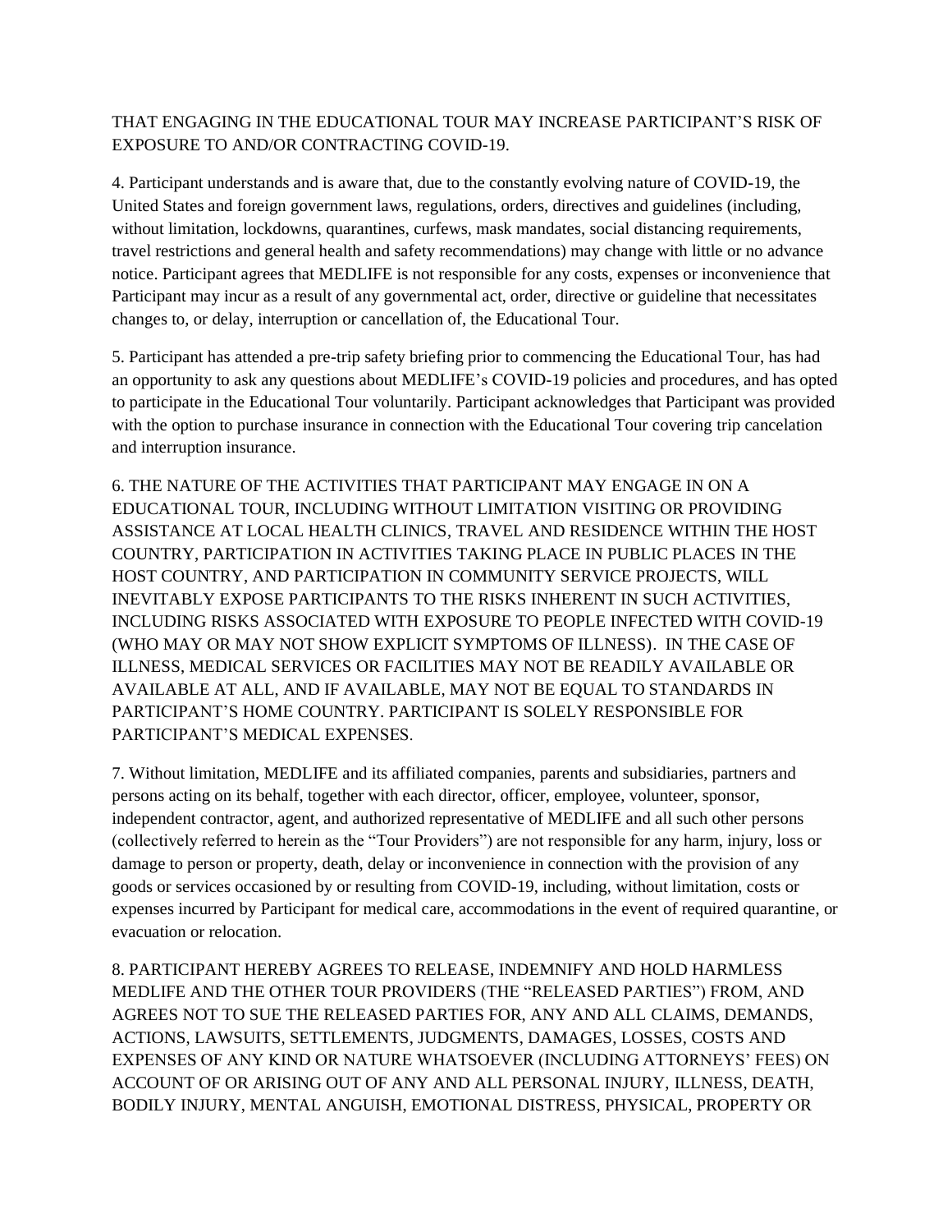THAT ENGAGING IN THE EDUCATIONAL TOUR MAY INCREASE PARTICIPANT'S RISK OF EXPOSURE TO AND/OR CONTRACTING COVID-19.

4. Participant understands and is aware that, due to the constantly evolving nature of COVID-19, the United States and foreign government laws, regulations, orders, directives and guidelines (including, without limitation, lockdowns, quarantines, curfews, mask mandates, social distancing requirements, travel restrictions and general health and safety recommendations) may change with little or no advance notice. Participant agrees that MEDLIFE is not responsible for any costs, expenses or inconvenience that Participant may incur as a result of any governmental act, order, directive or guideline that necessitates changes to, or delay, interruption or cancellation of, the Educational Tour.

5. Participant has attended a pre-trip safety briefing prior to commencing the Educational Tour, has had an opportunity to ask any questions about MEDLIFE's COVID-19 policies and procedures, and has opted to participate in the Educational Tour voluntarily. Participant acknowledges that Participant was provided with the option to purchase insurance in connection with the Educational Tour covering trip cancelation and interruption insurance.

6. THE NATURE OF THE ACTIVITIES THAT PARTICIPANT MAY ENGAGE IN ON A EDUCATIONAL TOUR, INCLUDING WITHOUT LIMITATION VISITING OR PROVIDING ASSISTANCE AT LOCAL HEALTH CLINICS, TRAVEL AND RESIDENCE WITHIN THE HOST COUNTRY, PARTICIPATION IN ACTIVITIES TAKING PLACE IN PUBLIC PLACES IN THE HOST COUNTRY, AND PARTICIPATION IN COMMUNITY SERVICE PROJECTS, WILL INEVITABLY EXPOSE PARTICIPANTS TO THE RISKS INHERENT IN SUCH ACTIVITIES, INCLUDING RISKS ASSOCIATED WITH EXPOSURE TO PEOPLE INFECTED WITH COVID-19 (WHO MAY OR MAY NOT SHOW EXPLICIT SYMPTOMS OF ILLNESS). IN THE CASE OF ILLNESS, MEDICAL SERVICES OR FACILITIES MAY NOT BE READILY AVAILABLE OR AVAILABLE AT ALL, AND IF AVAILABLE, MAY NOT BE EQUAL TO STANDARDS IN PARTICIPANT'S HOME COUNTRY. PARTICIPANT IS SOLELY RESPONSIBLE FOR PARTICIPANT'S MEDICAL EXPENSES.

7. Without limitation, MEDLIFE and its affiliated companies, parents and subsidiaries, partners and persons acting on its behalf, together with each director, officer, employee, volunteer, sponsor, independent contractor, agent, and authorized representative of MEDLIFE and all such other persons (collectively referred to herein as the "Tour Providers") are not responsible for any harm, injury, loss or damage to person or property, death, delay or inconvenience in connection with the provision of any goods or services occasioned by or resulting from COVID-19, including, without limitation, costs or expenses incurred by Participant for medical care, accommodations in the event of required quarantine, or evacuation or relocation.

8. PARTICIPANT HEREBY AGREES TO RELEASE, INDEMNIFY AND HOLD HARMLESS MEDLIFE AND THE OTHER TOUR PROVIDERS (THE "RELEASED PARTIES") FROM, AND AGREES NOT TO SUE THE RELEASED PARTIES FOR, ANY AND ALL CLAIMS, DEMANDS, ACTIONS, LAWSUITS, SETTLEMENTS, JUDGMENTS, DAMAGES, LOSSES, COSTS AND EXPENSES OF ANY KIND OR NATURE WHATSOEVER (INCLUDING ATTORNEYS' FEES) ON ACCOUNT OF OR ARISING OUT OF ANY AND ALL PERSONAL INJURY, ILLNESS, DEATH, BODILY INJURY, MENTAL ANGUISH, EMOTIONAL DISTRESS, PHYSICAL, PROPERTY OR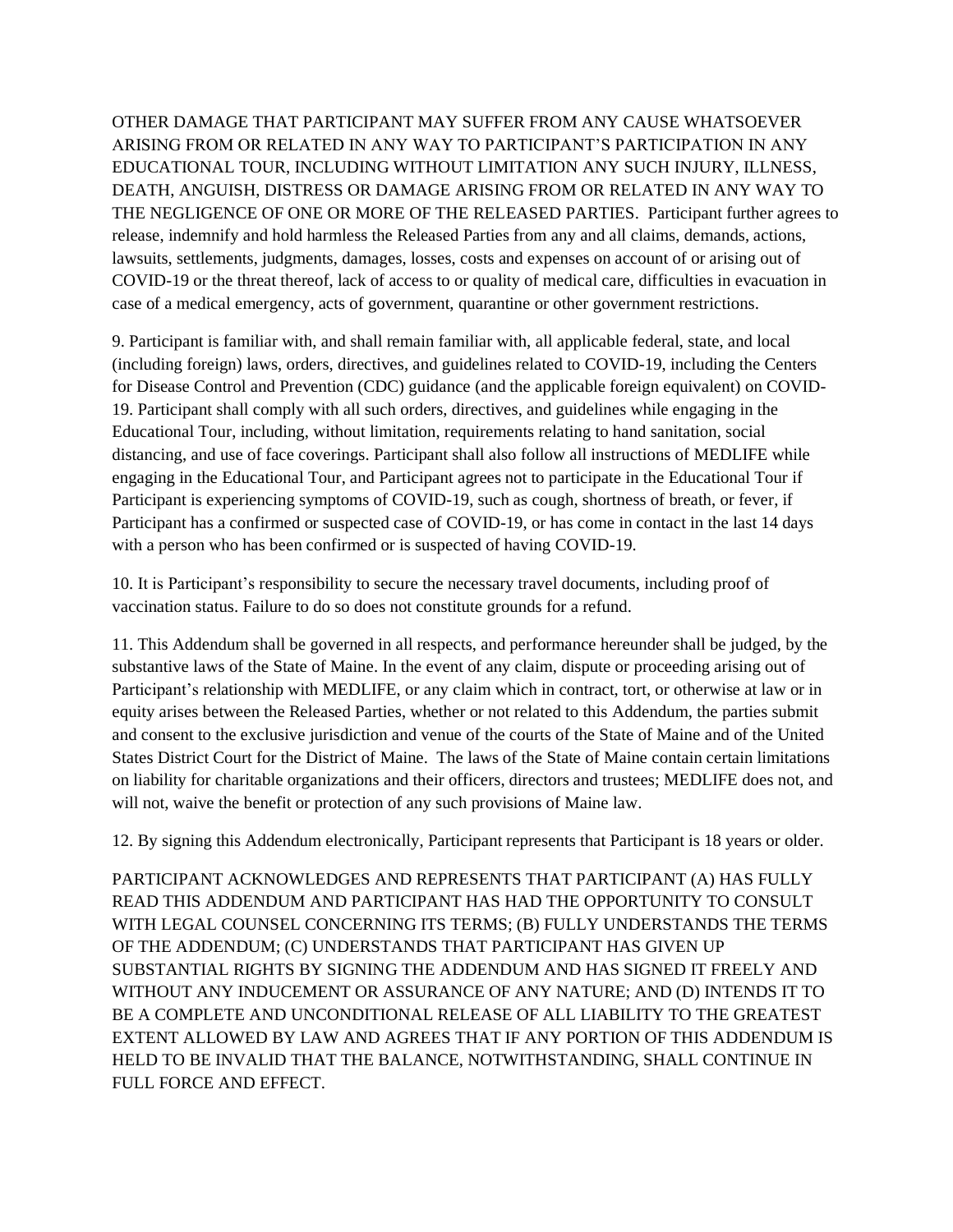OTHER DAMAGE THAT PARTICIPANT MAY SUFFER FROM ANY CAUSE WHATSOEVER ARISING FROM OR RELATED IN ANY WAY TO PARTICIPANT'S PARTICIPATION IN ANY EDUCATIONAL TOUR, INCLUDING WITHOUT LIMITATION ANY SUCH INJURY, ILLNESS, DEATH, ANGUISH, DISTRESS OR DAMAGE ARISING FROM OR RELATED IN ANY WAY TO THE NEGLIGENCE OF ONE OR MORE OF THE RELEASED PARTIES. Participant further agrees to release, indemnify and hold harmless the Released Parties from any and all claims, demands, actions, lawsuits, settlements, judgments, damages, losses, costs and expenses on account of or arising out of COVID-19 or the threat thereof, lack of access to or quality of medical care, difficulties in evacuation in case of a medical emergency, acts of government, quarantine or other government restrictions.

9. Participant is familiar with, and shall remain familiar with, all applicable federal, state, and local (including foreign) laws, orders, directives, and guidelines related to COVID-19, including the Centers for Disease Control and Prevention (CDC) guidance (and the applicable foreign equivalent) on COVID-19. Participant shall comply with all such orders, directives, and guidelines while engaging in the Educational Tour, including, without limitation, requirements relating to hand sanitation, social distancing, and use of face coverings. Participant shall also follow all instructions of MEDLIFE while engaging in the Educational Tour, and Participant agrees not to participate in the Educational Tour if Participant is experiencing symptoms of COVID-19, such as cough, shortness of breath, or fever, if Participant has a confirmed or suspected case of COVID-19, or has come in contact in the last 14 days with a person who has been confirmed or is suspected of having COVID-19.

10. It is Participant's responsibility to secure the necessary travel documents, including proof of vaccination status. Failure to do so does not constitute grounds for a refund.

11. This Addendum shall be governed in all respects, and performance hereunder shall be judged, by the substantive laws of the State of Maine. In the event of any claim, dispute or proceeding arising out of Participant's relationship with MEDLIFE, or any claim which in contract, tort, or otherwise at law or in equity arises between the Released Parties, whether or not related to this Addendum, the parties submit and consent to the exclusive jurisdiction and venue of the courts of the State of Maine and of the United States District Court for the District of Maine. The laws of the State of Maine contain certain limitations on liability for charitable organizations and their officers, directors and trustees; MEDLIFE does not, and will not, waive the benefit or protection of any such provisions of Maine law.

12. By signing this Addendum electronically, Participant represents that Participant is 18 years or older.

PARTICIPANT ACKNOWLEDGES AND REPRESENTS THAT PARTICIPANT (A) HAS FULLY READ THIS ADDENDUM AND PARTICIPANT HAS HAD THE OPPORTUNITY TO CONSULT WITH LEGAL COUNSEL CONCERNING ITS TERMS; (B) FULLY UNDERSTANDS THE TERMS OF THE ADDENDUM; (C) UNDERSTANDS THAT PARTICIPANT HAS GIVEN UP SUBSTANTIAL RIGHTS BY SIGNING THE ADDENDUM AND HAS SIGNED IT FREELY AND WITHOUT ANY INDUCEMENT OR ASSURANCE OF ANY NATURE; AND (D) INTENDS IT TO BE A COMPLETE AND UNCONDITIONAL RELEASE OF ALL LIABILITY TO THE GREATEST EXTENT ALLOWED BY LAW AND AGREES THAT IF ANY PORTION OF THIS ADDENDUM IS HELD TO BE INVALID THAT THE BALANCE, NOTWITHSTANDING, SHALL CONTINUE IN FULL FORCE AND EFFECT.